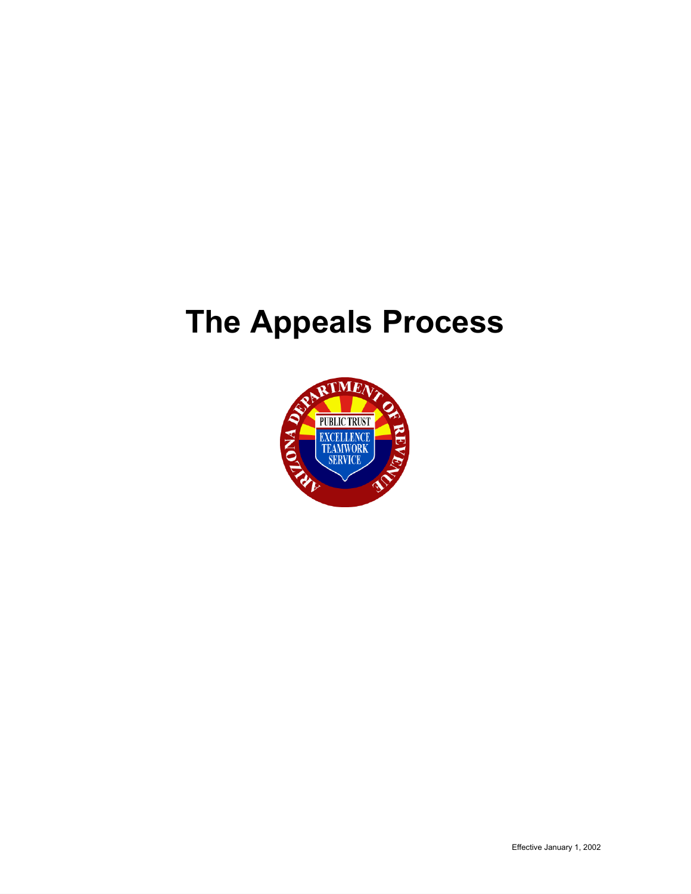# The Appeals Process

Effective January 1, 2002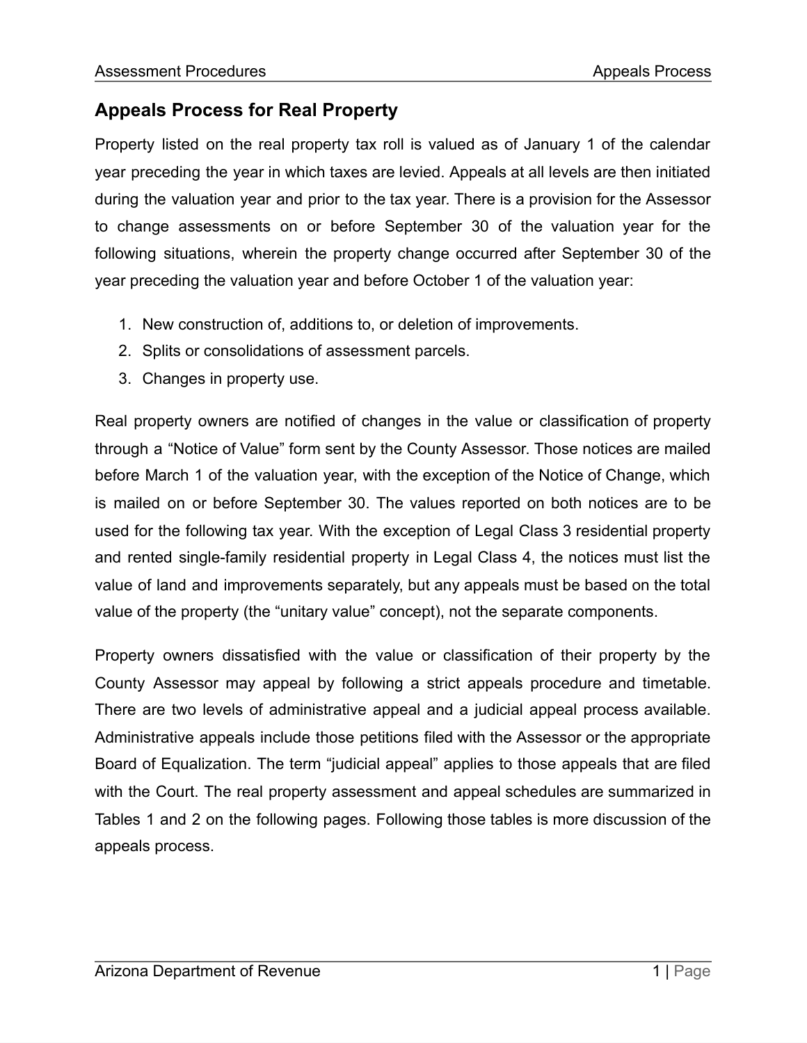## Appeals Process for Real Property

Property listed on the real property tax roll is valued as of January 1 of the calendar year preceding the year in which taxes are levied. Appeals at all levels are then initiated during the valuation year and prior to the tax year. There is a provision for the Assessor to change assessments on or before September 30 of the valuation year for the following situations, wherein the property change occurred after September 30 of the year preceding the valuation year and before October 1 of the valuation year:

1. New construction of, additions to, or deletion of improvements.
2. Splits or consolidations of assessment parcels.
3. Changes in property use.

Real property owners are notified of changes in the value or classification of property through a “Notice of Value” form sent by the County Assessor. Those notices are mailed before March 1 of the valuation year, with the exception of the Notice of Change, which is mailed on or before September 30. The values reported on both notices are to be used for the following tax year. With the exception of Legal Class 3 residential property and rented single-family residential property in Legal Class 4, the notices must list the value of land and improvements separately, but any appeals must be based on the total value of the property (the “unitary value” concept), not the separate components.

Property owners dissatisfied with the value or classification of their property by the County Assessor may appeal by following a strict appeals procedure and timetable. There are two levels of administrative appeal and a judicial appeal process available. Administrative appeals include those petitions filed with the Assessor or the appropriate Board of Equalization. The term “judicial appeal” applies to those appeals that are filed with the Court. The real property assessment and appeal schedules are summarized in Tables 1 and 2 on the following pages. Following those tables is more discussion of the appeals process.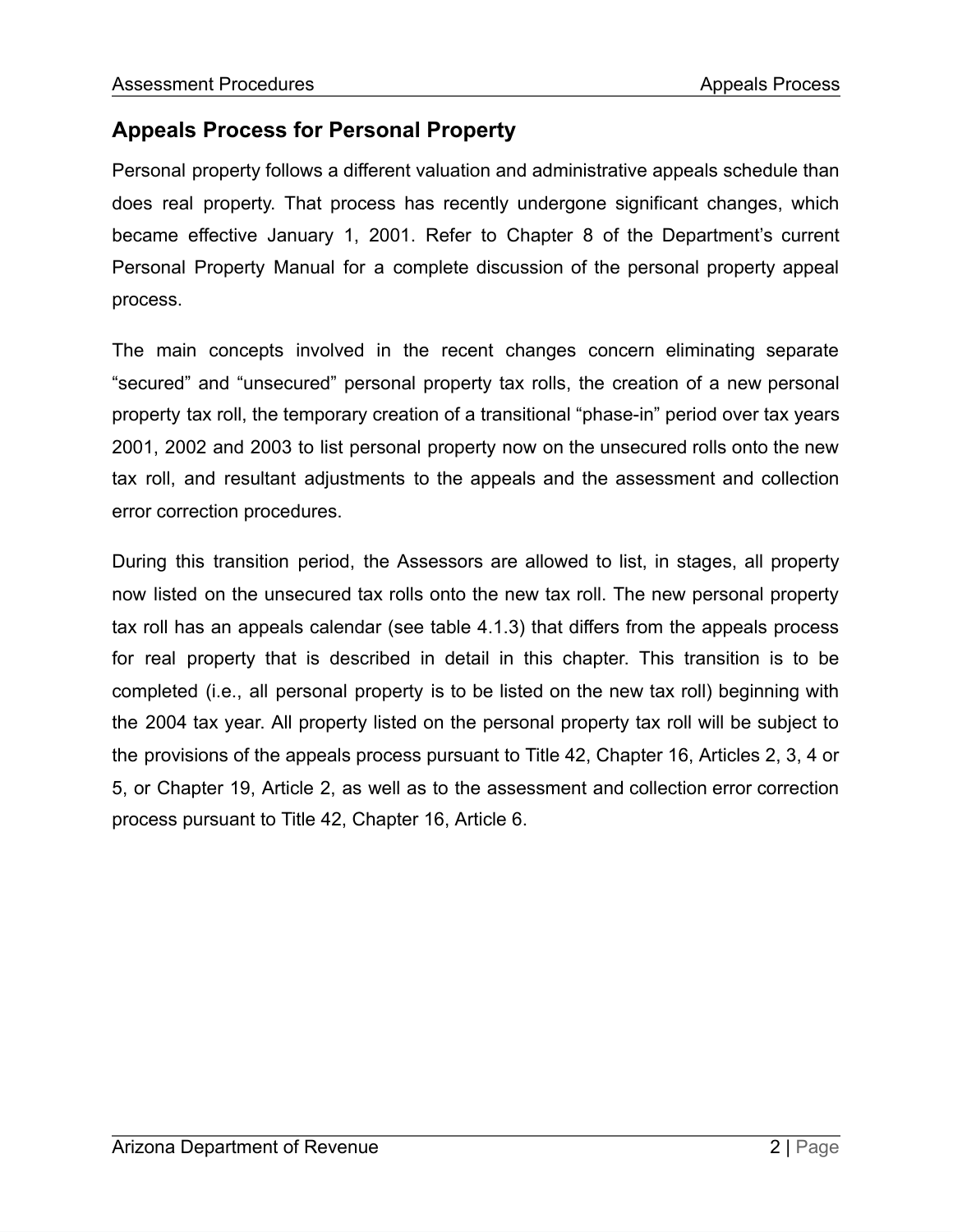## Appeals Process for Personal Property

Personal property follows a different valuation and administrative appeals schedule than does real property. That process has recently undergone significant changes, which became effective January 1, 2001. Refer to Chapter 8 of the Department's current Personal Property Manual for a complete discussion of the personal property appeal process.

The main concepts involved in the recent changes concern eliminating separate "secured" and "unsecured" personal property tax rolls, the creation of a new personal property tax roll, the temporary creation of a transitional "phase-in" period over tax years 2001, 2002 and 2003 to list personal property now on the unsecured rolls onto the new tax roll, and resultant adjustments to the appeals and the assessment and collection error correction procedures.

During this transition period, the Assessors are allowed to list, in stages, all property now listed on the unsecured tax rolls onto the new tax roll. The new personal property tax roll has an appeals calendar (see table 4.1.3) that differs from the appeals process for real property that is described in detail in this chapter. This transition is to be completed (i.e., all personal property is to be listed on the new tax roll) beginning with the 2004 tax year. All property listed on the personal property tax roll will be subject to the provisions of the appeals process pursuant to Title 42, Chapter 16, Articles 2, 3, 4 or 5, or Chapter 19, Article 2, as well as to the assessment and collection error correction process pursuant to Title 42, Chapter 16, Article 6.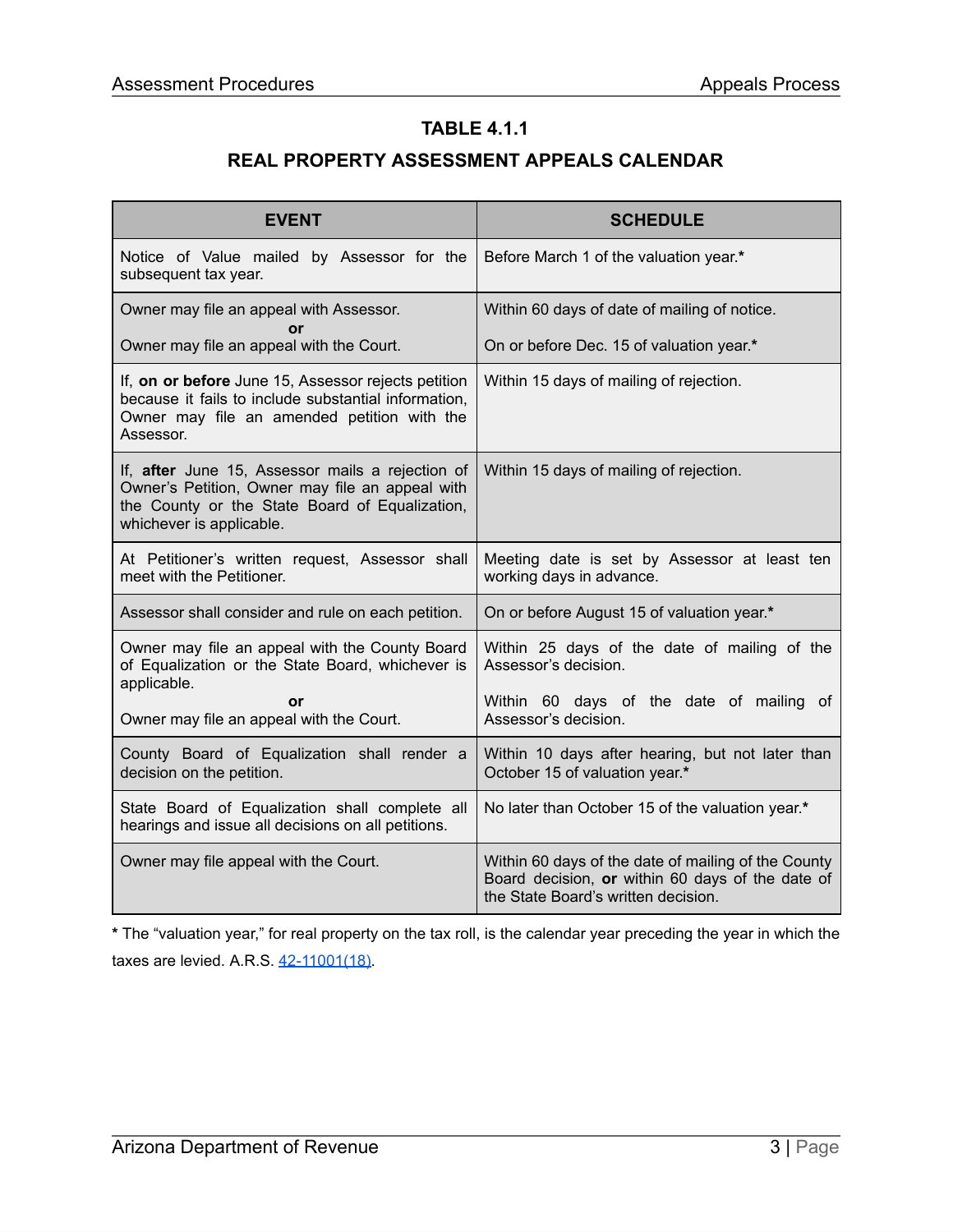## TABLE 4.1.1

## REAL PROPERTY ASSESSMENT APPEALS CALENDAR

| EVENT | SCHEDULE |
|---|---|
| Notice of Value mailed by Assessor for the subsequent tax year. | Before March 1 of the valuation year.* |
| Owner may file an appeal with Assessor.<br>**or**<br>Owner may file an appeal with the Court. | Within 60 days of date of mailing of notice.<br><br>On or before Dec. 15 of valuation year.* |
| If, **on or before** June 15, Assessor rejects petition because it fails to include substantial information, Owner may file an amended petition with the Assessor. | Within 15 days of mailing of rejection. |
| If, **after** June 15, Assessor mails a rejection of Owner's Petition, Owner may file an appeal with the County or the State Board of Equalization, whichever is applicable. | Within 15 days of mailing of rejection. |
| At Petitioner's written request, Assessor shall meet with the Petitioner. | Meeting date is set by Assessor at least ten working days in advance. |
| Assessor shall consider and rule on each petition. | On or before August 15 of valuation year.* |
| Owner may file an appeal with the County Board of Equalization or the State Board, whichever is applicable.<br>**or**<br>Owner may file an appeal with the Court. | Within 25 days of the date of mailing of the Assessor's decision.<br><br>Within 60 days of the date of mailing of Assessor's decision. |
| County Board of Equalization shall render a decision on the petition. | Within 10 days after hearing, but not later than October 15 of valuation year.* |
| State Board of Equalization shall complete all hearings and issue all decisions on all petitions. | No later than October 15 of the valuation year.* |
| Owner may file appeal with the Court. | Within 60 days of the date of mailing of the County Board decision, **or** within 60 days of the date of the State Board's written decision. |

**\*** The "valuation year," for real property on the tax roll, is the calendar year preceding the year in which the taxes are levied. A.R.S. 42-11001(18).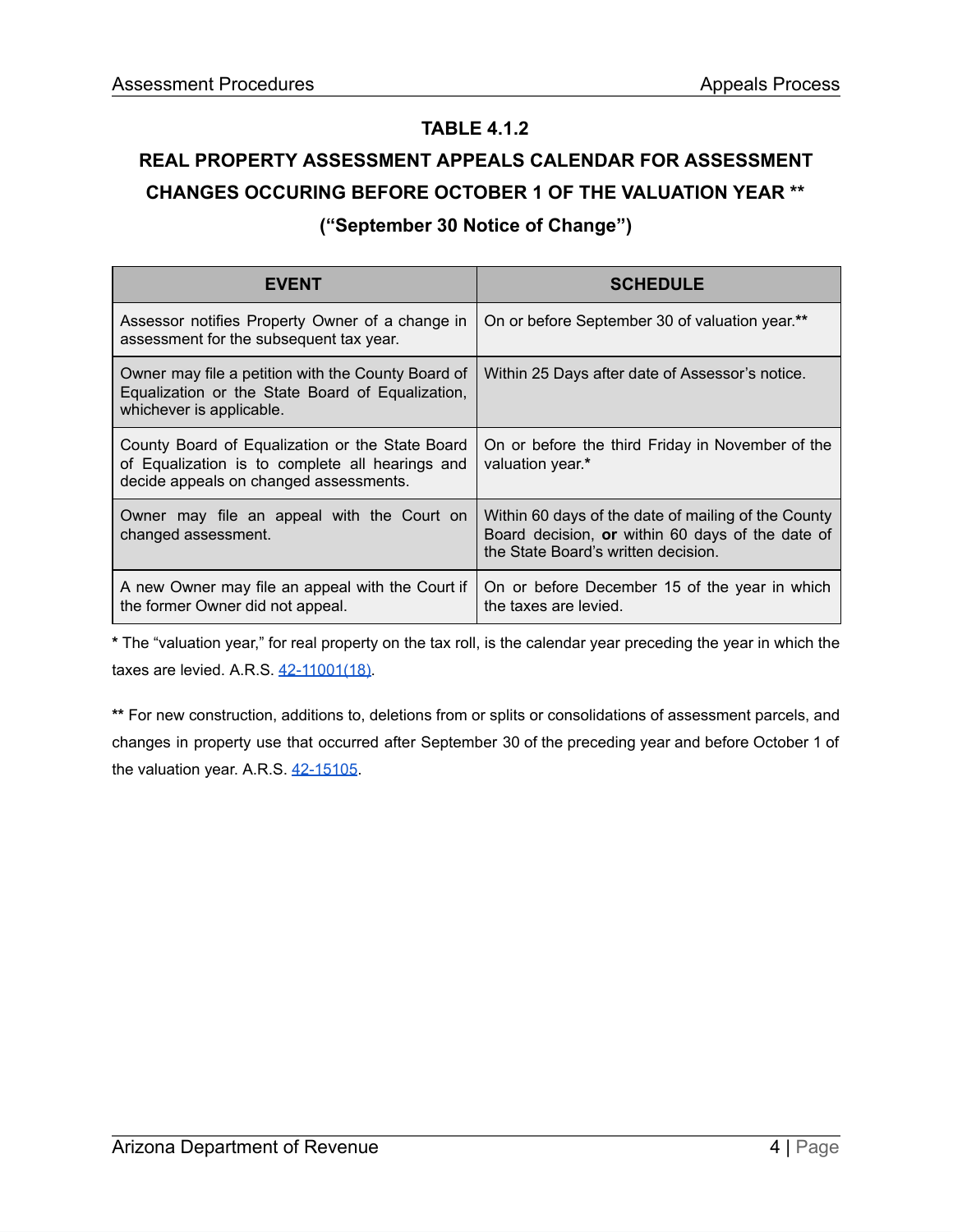## TABLE 4.1.2

## REAL PROPERTY ASSESSMENT APPEALS CALENDAR FOR ASSESSMENT CHANGES OCCURING BEFORE OCTOBER 1 OF THE VALUATION YEAR **

## (“September 30 Notice of Change”)

| EVENT | SCHEDULE |
|---|---|
| Assessor notifies Property Owner of a change in assessment for the subsequent tax year. | On or before September 30 of valuation year.** |
| Owner may file a petition with the County Board of Equalization or the State Board of Equalization, whichever is applicable. | Within 25 Days after date of Assessor’s notice. |
| County Board of Equalization or the State Board of Equalization is to complete all hearings and decide appeals on changed assessments. | On or before the third Friday in November of the valuation year.* |
| Owner may file an appeal with the Court on changed assessment. | Within 60 days of the date of mailing of the County Board decision, **or** within 60 days of the date of the State Board’s written decision. |
| A new Owner may file an appeal with the Court if the former Owner did not appeal. | On or before December 15 of the year in which the taxes are levied. |

**\*** The “valuation year,” for real property on the tax roll, is the calendar year preceding the year in which the taxes are levied. A.R.S. 42-11001(18).

**\*\*** For new construction, additions to, deletions from or splits or consolidations of assessment parcels, and changes in property use that occurred after September 30 of the preceding year and before October 1 of the valuation year. A.R.S. 42-15105.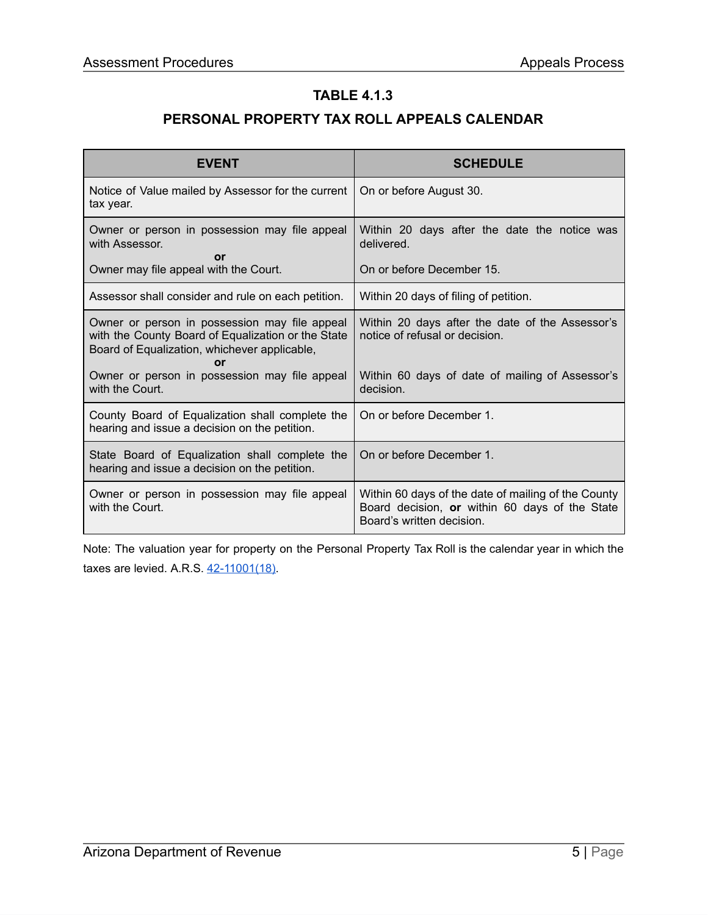## TABLE 4.1.3

## PERSONAL PROPERTY TAX ROLL APPEALS CALENDAR

| EVENT | SCHEDULE |
|---|---|
| Notice of Value mailed by Assessor for the current tax year. | On or before August 30. |
| Owner or person in possession may file appeal with Assessor.<br>**or**<br>Owner may file appeal with the Court. | Within 20 days after the date the notice was delivered.<br><br>On or before December 15. |
| Assessor shall consider and rule on each petition. | Within 20 days of filing of petition. |
| Owner or person in possession may file appeal with the County Board of Equalization or the State Board of Equalization, whichever applicable,<br>**or**<br>Owner or person in possession may file appeal with the Court. | Within 20 days after the date of the Assessor's notice of refusal or decision.<br><br>Within 60 days of date of mailing of Assessor's decision. |
| County Board of Equalization shall complete the hearing and issue a decision on the petition. | On or before December 1. |
| State Board of Equalization shall complete the hearing and issue a decision on the petition. | On or before December 1. |
| Owner or person in possession may file appeal with the Court. | Within 60 days of the date of mailing of the County Board decision, **or** within 60 days of the State Board's written decision. |

Note: The valuation year for property on the Personal Property Tax Roll is the calendar year in which the taxes are levied. A.R.S. 42-11001(18).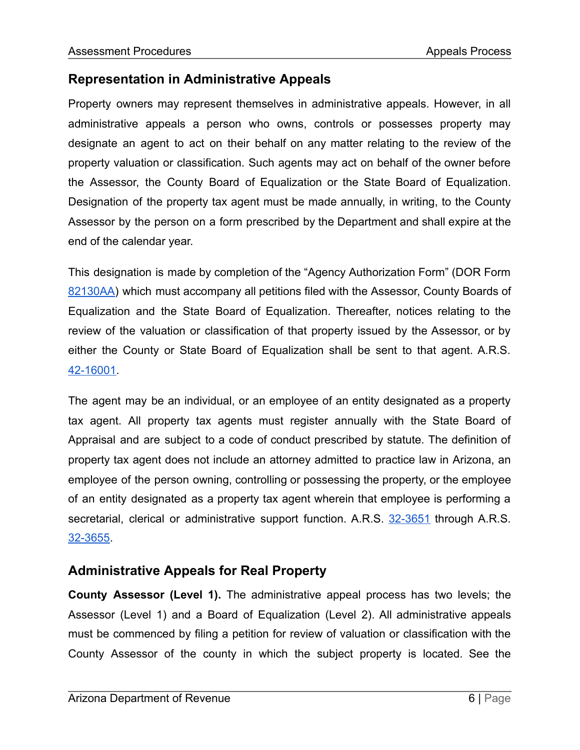## Representation in Administrative Appeals

Property owners may represent themselves in administrative appeals. However, in all administrative appeals a person who owns, controls or possesses property may designate an agent to act on their behalf on any matter relating to the review of the property valuation or classification. Such agents may act on behalf of the owner before the Assessor, the County Board of Equalization or the State Board of Equalization. Designation of the property tax agent must be made annually, in writing, to the County Assessor by the person on a form prescribed by the Department and shall expire at the end of the calendar year.

This designation is made by completion of the "Agency Authorization Form" (DOR Form 82130AA) which must accompany all petitions filed with the Assessor, County Boards of Equalization and the State Board of Equalization. Thereafter, notices relating to the review of the valuation or classification of that property issued by the Assessor, or by either the County or State Board of Equalization shall be sent to that agent. A.R.S. 42-16001.

The agent may be an individual, or an employee of an entity designated as a property tax agent. All property tax agents must register annually with the State Board of Appraisal and are subject to a code of conduct prescribed by statute. The definition of property tax agent does not include an attorney admitted to practice law in Arizona, an employee of the person owning, controlling or possessing the property, or the employee of an entity designated as a property tax agent wherein that employee is performing a secretarial, clerical or administrative support function. A.R.S. 32-3651 through A.R.S. 32-3655.

## Administrative Appeals for Real Property

**County Assessor (Level 1).** The administrative appeal process has two levels; the Assessor (Level 1) and a Board of Equalization (Level 2). All administrative appeals must be commenced by filing a petition for review of valuation or classification with the County Assessor of the county in which the subject property is located. See the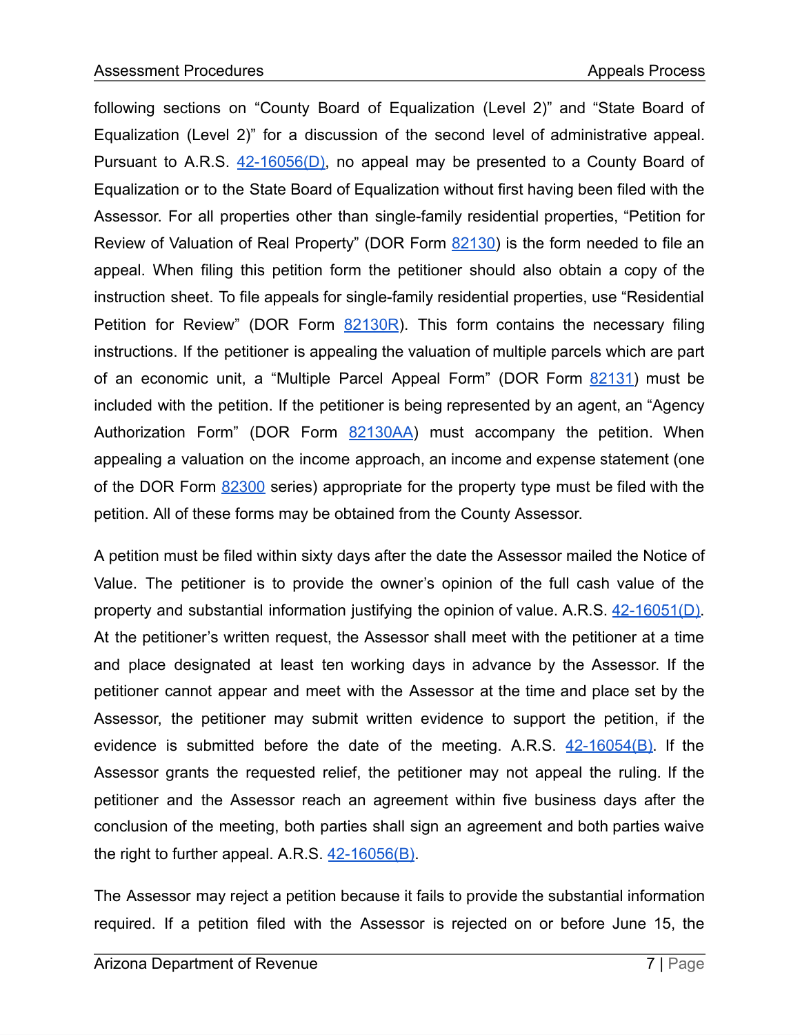following sections on "County Board of Equalization (Level 2)" and "State Board of Equalization (Level 2)" for a discussion of the second level of administrative appeal. Pursuant to A.R.S. 42-16056(D), no appeal may be presented to a County Board of Equalization or to the State Board of Equalization without first having been filed with the Assessor. For all properties other than single-family residential properties, "Petition for Review of Valuation of Real Property" (DOR Form 82130) is the form needed to file an appeal. When filing this petition form the petitioner should also obtain a copy of the instruction sheet. To file appeals for single-family residential properties, use "Residential Petition for Review" (DOR Form 82130R). This form contains the necessary filing instructions. If the petitioner is appealing the valuation of multiple parcels which are part of an economic unit, a "Multiple Parcel Appeal Form" (DOR Form 82131) must be included with the petition. If the petitioner is being represented by an agent, an "Agency Authorization Form" (DOR Form 82130AA) must accompany the petition. When appealing a valuation on the income approach, an income and expense statement (one of the DOR Form 82300 series) appropriate for the property type must be filed with the petition. All of these forms may be obtained from the County Assessor.

A petition must be filed within sixty days after the date the Assessor mailed the Notice of Value. The petitioner is to provide the owner's opinion of the full cash value of the property and substantial information justifying the opinion of value. A.R.S. 42-16051(D). At the petitioner's written request, the Assessor shall meet with the petitioner at a time and place designated at least ten working days in advance by the Assessor. If the petitioner cannot appear and meet with the Assessor at the time and place set by the Assessor, the petitioner may submit written evidence to support the petition, if the evidence is submitted before the date of the meeting. A.R.S. 42-16054(B). If the Assessor grants the requested relief, the petitioner may not appeal the ruling. If the petitioner and the Assessor reach an agreement within five business days after the conclusion of the meeting, both parties shall sign an agreement and both parties waive the right to further appeal. A.R.S. 42-16056(B).

The Assessor may reject a petition because it fails to provide the substantial information required. If a petition filed with the Assessor is rejected on or before June 15, the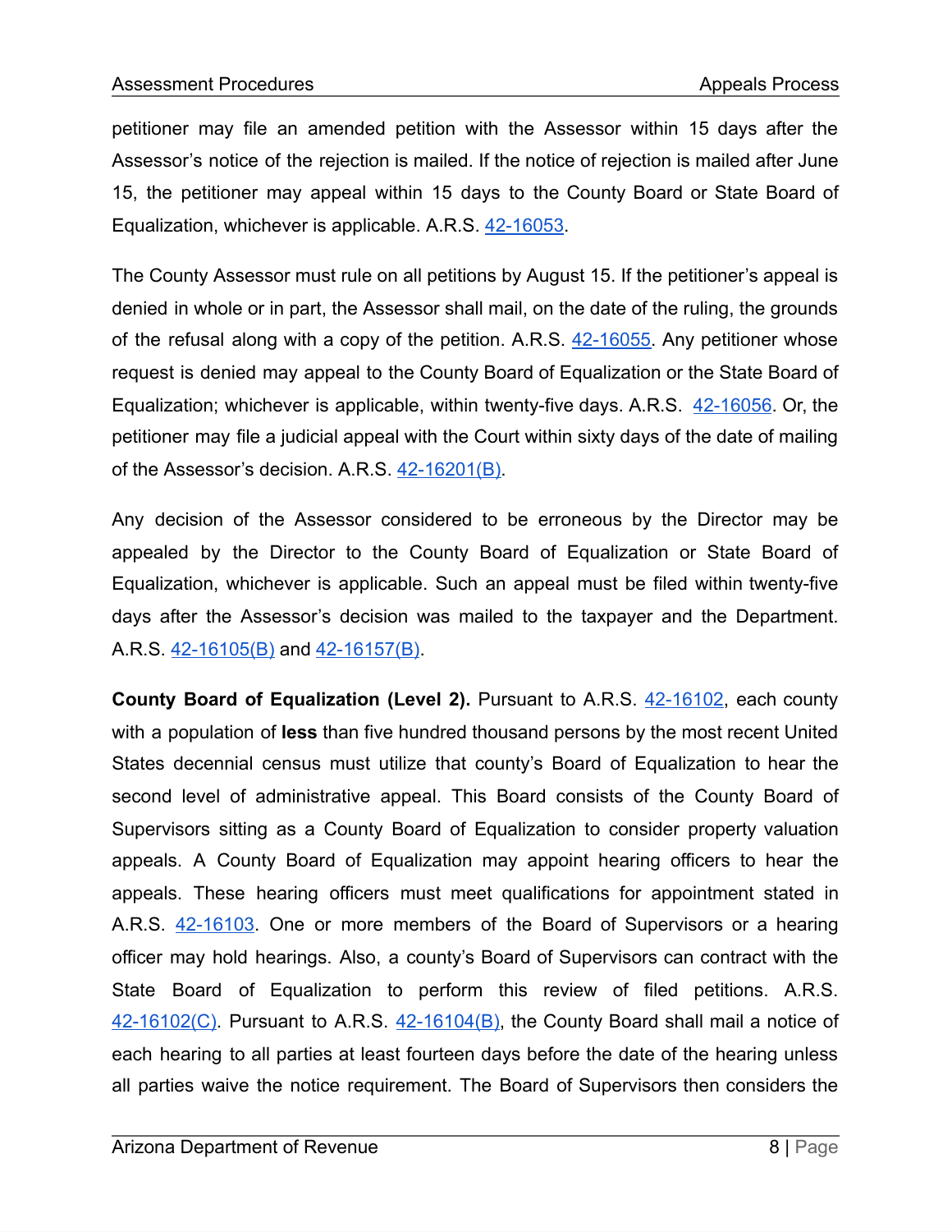petitioner may file an amended petition with the Assessor within 15 days after the Assessor's notice of the rejection is mailed. If the notice of rejection is mailed after June 15, the petitioner may appeal within 15 days to the County Board or State Board of Equalization, whichever is applicable. A.R.S. 42-16053.

The County Assessor must rule on all petitions by August 15. If the petitioner's appeal is denied in whole or in part, the Assessor shall mail, on the date of the ruling, the grounds of the refusal along with a copy of the petition. A.R.S. 42-16055. Any petitioner whose request is denied may appeal to the County Board of Equalization or the State Board of Equalization; whichever is applicable, within twenty-five days. A.R.S. 42-16056. Or, the petitioner may file a judicial appeal with the Court within sixty days of the date of mailing of the Assessor's decision. A.R.S. 42-16201(B).

Any decision of the Assessor considered to be erroneous by the Director may be appealed by the Director to the County Board of Equalization or State Board of Equalization, whichever is applicable. Such an appeal must be filed within twenty-five days after the Assessor's decision was mailed to the taxpayer and the Department. A.R.S. 42-16105(B) and 42-16157(B).

**County Board of Equalization (Level 2).** Pursuant to A.R.S. 42-16102, each county with a population of **less** than five hundred thousand persons by the most recent United States decennial census must utilize that county's Board of Equalization to hear the second level of administrative appeal. This Board consists of the County Board of Supervisors sitting as a County Board of Equalization to consider property valuation appeals. A County Board of Equalization may appoint hearing officers to hear the appeals. These hearing officers must meet qualifications for appointment stated in A.R.S. 42-16103. One or more members of the Board of Supervisors or a hearing officer may hold hearings. Also, a county's Board of Supervisors can contract with the State Board of Equalization to perform this review of filed petitions. A.R.S. 42-16102(C). Pursuant to A.R.S. 42-16104(B), the County Board shall mail a notice of each hearing to all parties at least fourteen days before the date of the hearing unless all parties waive the notice requirement. The Board of Supervisors then considers the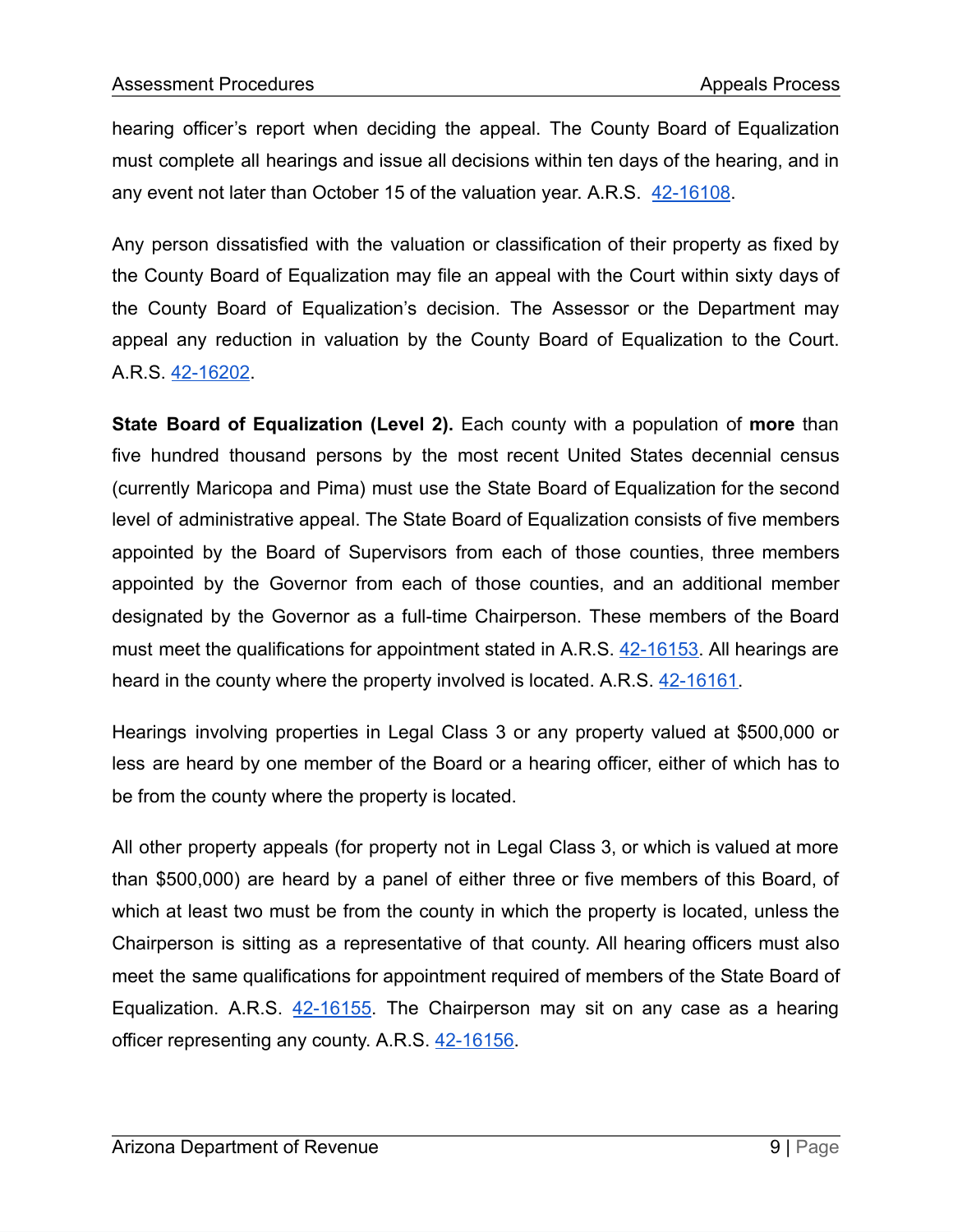hearing officer's report when deciding the appeal. The County Board of Equalization must complete all hearings and issue all decisions within ten days of the hearing, and in any event not later than October 15 of the valuation year. A.R.S. [42-16108](42-16108).

Any person dissatisfied with the valuation or classification of their property as fixed by the County Board of Equalization may file an appeal with the Court within sixty days of the County Board of Equalization's decision. The Assessor or the Department may appeal any reduction in valuation by the County Board of Equalization to the Court. A.R.S. [42-16202](42-16202).

**State Board of Equalization (Level 2).** Each county with a population of **more** than five hundred thousand persons by the most recent United States decennial census (currently Maricopa and Pima) must use the State Board of Equalization for the second level of administrative appeal. The State Board of Equalization consists of five members appointed by the Board of Supervisors from each of those counties, three members appointed by the Governor from each of those counties, and an additional member designated by the Governor as a full-time Chairperson. These members of the Board must meet the qualifications for appointment stated in A.R.S. [42-16153](42-16153). All hearings are heard in the county where the property involved is located. A.R.S. [42-16161](42-16161).

Hearings involving properties in Legal Class 3 or any property valued at $500,000 or less are heard by one member of the Board or a hearing officer, either of which has to be from the county where the property is located.

All other property appeals (for property not in Legal Class 3, or which is valued at more than $500,000) are heard by a panel of either three or five members of this Board, of which at least two must be from the county in which the property is located, unless the Chairperson is sitting as a representative of that county. All hearing officers must also meet the same qualifications for appointment required of members of the State Board of Equalization. A.R.S. [42-16155](42-16155). The Chairperson may sit on any case as a hearing officer representing any county. A.R.S. [42-16156](42-16156).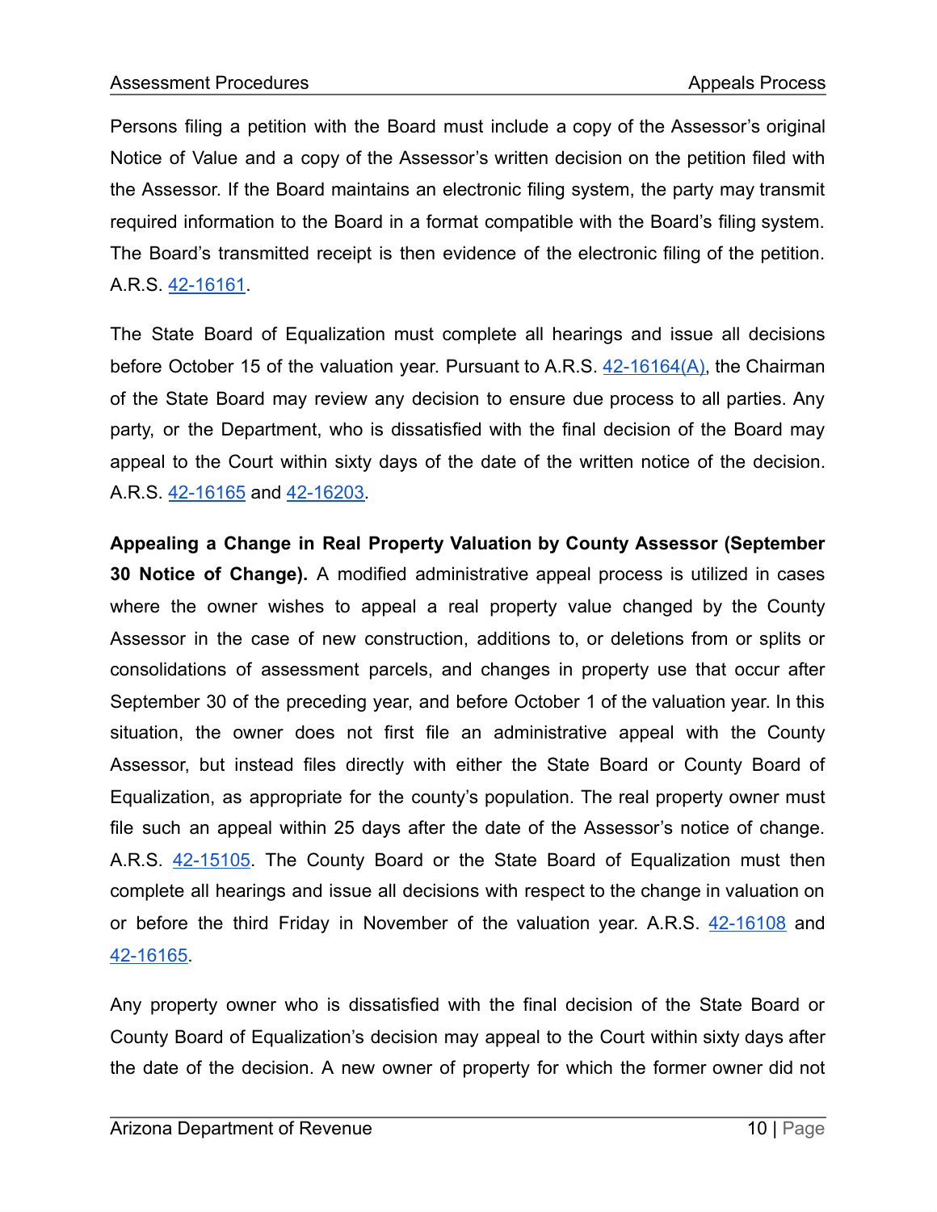Persons filing a petition with the Board must include a copy of the Assessor's original Notice of Value and a copy of the Assessor's written decision on the petition filed with the Assessor. If the Board maintains an electronic filing system, the party may transmit required information to the Board in a format compatible with the Board's filing system. The Board's transmitted receipt is then evidence of the electronic filing of the petition. A.R.S. 42-16161.

The State Board of Equalization must complete all hearings and issue all decisions before October 15 of the valuation year. Pursuant to A.R.S. 42-16164(A), the Chairman of the State Board may review any decision to ensure due process to all parties. Any party, or the Department, who is dissatisfied with the final decision of the Board may appeal to the Court within sixty days of the date of the written notice of the decision. A.R.S. 42-16165 and 42-16203.

**Appealing a Change in Real Property Valuation by County Assessor (September 30 Notice of Change).** A modified administrative appeal process is utilized in cases where the owner wishes to appeal a real property value changed by the County Assessor in the case of new construction, additions to, or deletions from or splits or consolidations of assessment parcels, and changes in property use that occur after September 30 of the preceding year, and before October 1 of the valuation year. In this situation, the owner does not first file an administrative appeal with the County Assessor, but instead files directly with either the State Board or County Board of Equalization, as appropriate for the county's population. The real property owner must file such an appeal within 25 days after the date of the Assessor's notice of change. A.R.S. 42-15105. The County Board or the State Board of Equalization must then complete all hearings and issue all decisions with respect to the change in valuation on or before the third Friday in November of the valuation year. A.R.S. 42-16108 and 42-16165.

Any property owner who is dissatisfied with the final decision of the State Board or County Board of Equalization's decision may appeal to the Court within sixty days after the date of the decision. A new owner of property for which the former owner did not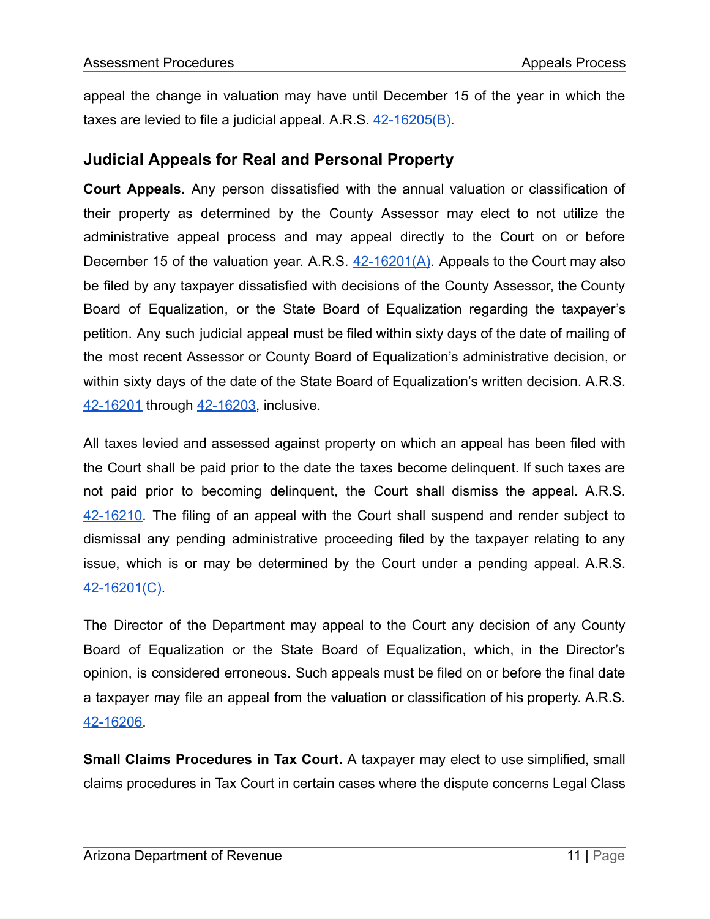appeal the change in valuation may have until December 15 of the year in which the taxes are levied to file a judicial appeal. A.R.S. 42-16205(B).

## Judicial Appeals for Real and Personal Property

**Court Appeals.** Any person dissatisfied with the annual valuation or classification of their property as determined by the County Assessor may elect to not utilize the administrative appeal process and may appeal directly to the Court on or before December 15 of the valuation year. A.R.S. 42-16201(A). Appeals to the Court may also be filed by any taxpayer dissatisfied with decisions of the County Assessor, the County Board of Equalization, or the State Board of Equalization regarding the taxpayer's petition. Any such judicial appeal must be filed within sixty days of the date of mailing of the most recent Assessor or County Board of Equalization's administrative decision, or within sixty days of the date of the State Board of Equalization's written decision. A.R.S. 42-16201 through 42-16203, inclusive.

All taxes levied and assessed against property on which an appeal has been filed with the Court shall be paid prior to the date the taxes become delinquent. If such taxes are not paid prior to becoming delinquent, the Court shall dismiss the appeal. A.R.S. 42-16210. The filing of an appeal with the Court shall suspend and render subject to dismissal any pending administrative proceeding filed by the taxpayer relating to any issue, which is or may be determined by the Court under a pending appeal. A.R.S. 42-16201(C).

The Director of the Department may appeal to the Court any decision of any County Board of Equalization or the State Board of Equalization, which, in the Director's opinion, is considered erroneous. Such appeals must be filed on or before the final date a taxpayer may file an appeal from the valuation or classification of his property. A.R.S. 42-16206.

**Small Claims Procedures in Tax Court.** A taxpayer may elect to use simplified, small claims procedures in Tax Court in certain cases where the dispute concerns Legal Class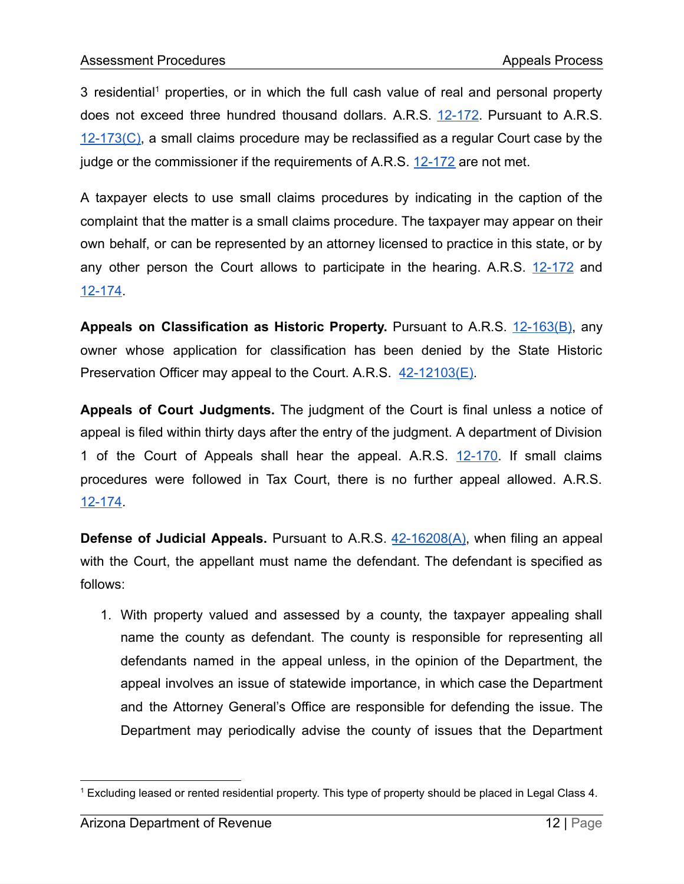3 residential[1] properties, or in which the full cash value of real and personal property does not exceed three hundred thousand dollars. A.R.S. [12-172](). Pursuant to A.R.S. [12-173(C)](), a small claims procedure may be reclassified as a regular Court case by the judge or the commissioner if the requirements of A.R.S. [12-172]() are not met.

A taxpayer elects to use small claims procedures by indicating in the caption of the complaint that the matter is a small claims procedure. The taxpayer may appear on their own behalf, or can be represented by an attorney licensed to practice in this state, or by any other person the Court allows to participate in the hearing. A.R.S. [12-172]() and [12-174]().

**Appeals on Classification as Historic Property.** Pursuant to A.R.S. [12-163(B)](), any owner whose application for classification has been denied by the State Historic Preservation Officer may appeal to the Court. A.R.S. [42-12103(E)]().

**Appeals of Court Judgments.** The judgment of the Court is final unless a notice of appeal is filed within thirty days after the entry of the judgment. A department of Division 1 of the Court of Appeals shall hear the appeal. A.R.S. [12-170](). If small claims procedures were followed in Tax Court, there is no further appeal allowed. A.R.S. [12-174]().

**Defense of Judicial Appeals.** Pursuant to A.R.S. [42-16208(A)](), when filing an appeal with the Court, the appellant must name the defendant. The defendant is specified as follows:

1. With property valued and assessed by a county, the taxpayer appealing shall name the county as defendant. The county is responsible for representing all defendants named in the appeal unless, in the opinion of the Department, the appeal involves an issue of statewide importance, in which case the Department and the Attorney General's Office are responsible for defending the issue. The Department may periodically advise the county of issues that the Department

[1] Excluding leased or rented residential property. This type of property should be placed in Legal Class 4.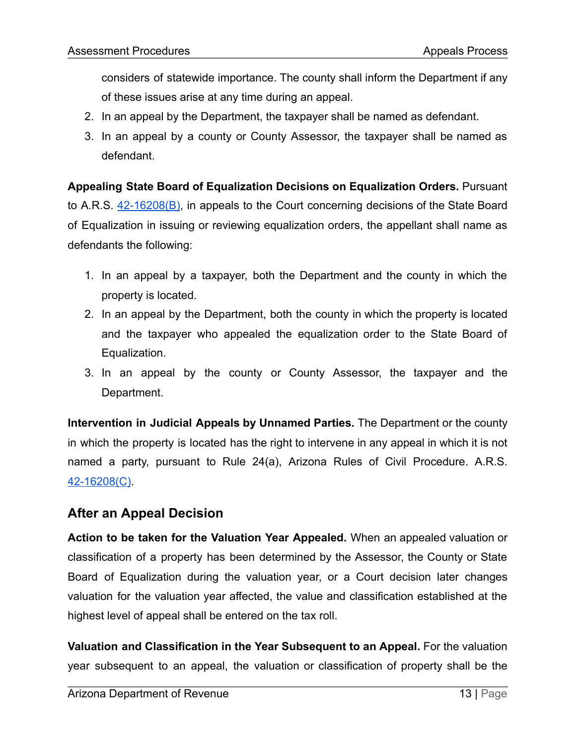considers of statewide importance. The county shall inform the Department if any of these issues arise at any time during an appeal.

2. In an appeal by the Department, the taxpayer shall be named as defendant.
3. In an appeal by a county or County Assessor, the taxpayer shall be named as defendant.

**Appealing State Board of Equalization Decisions on Equalization Orders.** Pursuant to A.R.S. 42-16208(B), in appeals to the Court concerning decisions of the State Board of Equalization in issuing or reviewing equalization orders, the appellant shall name as defendants the following:

1. In an appeal by a taxpayer, both the Department and the county in which the property is located.
2. In an appeal by the Department, both the county in which the property is located and the taxpayer who appealed the equalization order to the State Board of Equalization.
3. In an appeal by the county or County Assessor, the taxpayer and the Department.

**Intervention in Judicial Appeals by Unnamed Parties.** The Department or the county in which the property is located has the right to intervene in any appeal in which it is not named a party, pursuant to Rule 24(a), Arizona Rules of Civil Procedure. A.R.S. 42-16208(C).

## After an Appeal Decision

**Action to be taken for the Valuation Year Appealed.** When an appealed valuation or classification of a property has been determined by the Assessor, the County or State Board of Equalization during the valuation year, or a Court decision later changes valuation for the valuation year affected, the value and classification established at the highest level of appeal shall be entered on the tax roll.

**Valuation and Classification in the Year Subsequent to an Appeal.** For the valuation year subsequent to an appeal, the valuation or classification of property shall be the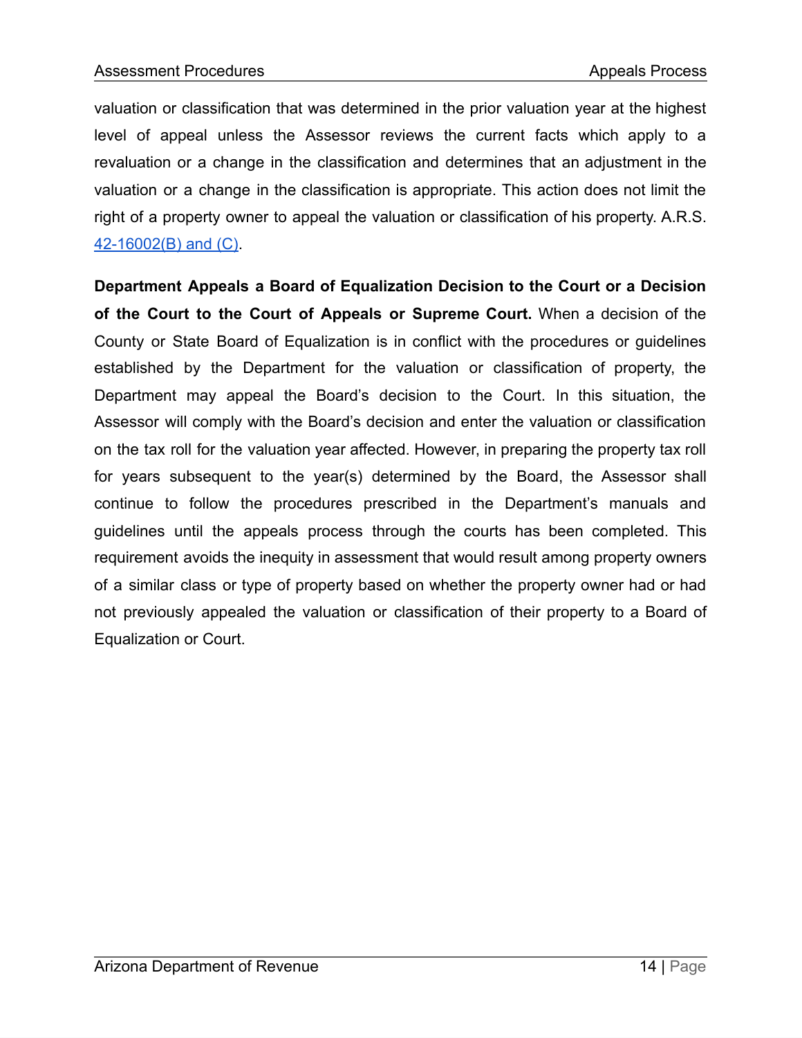valuation or classification that was determined in the prior valuation year at the highest level of appeal unless the Assessor reviews the current facts which apply to a revaluation or a change in the classification and determines that an adjustment in the valuation or a change in the classification is appropriate. This action does not limit the right of a property owner to appeal the valuation or classification of his property. A.R.S. [42-16002(B) and (C)](42-16002(B) and (C)).

**Department Appeals a Board of Equalization Decision to the Court or a Decision of the Court to the Court of Appeals or Supreme Court.** When a decision of the County or State Board of Equalization is in conflict with the procedures or guidelines established by the Department for the valuation or classification of property, the Department may appeal the Board's decision to the Court. In this situation, the Assessor will comply with the Board's decision and enter the valuation or classification on the tax roll for the valuation year affected. However, in preparing the property tax roll for years subsequent to the year(s) determined by the Board, the Assessor shall continue to follow the procedures prescribed in the Department's manuals and guidelines until the appeals process through the courts has been completed. This requirement avoids the inequity in assessment that would result among property owners of a similar class or type of property based on whether the property owner had or had not previously appealed the valuation or classification of their property to a Board of Equalization or Court.